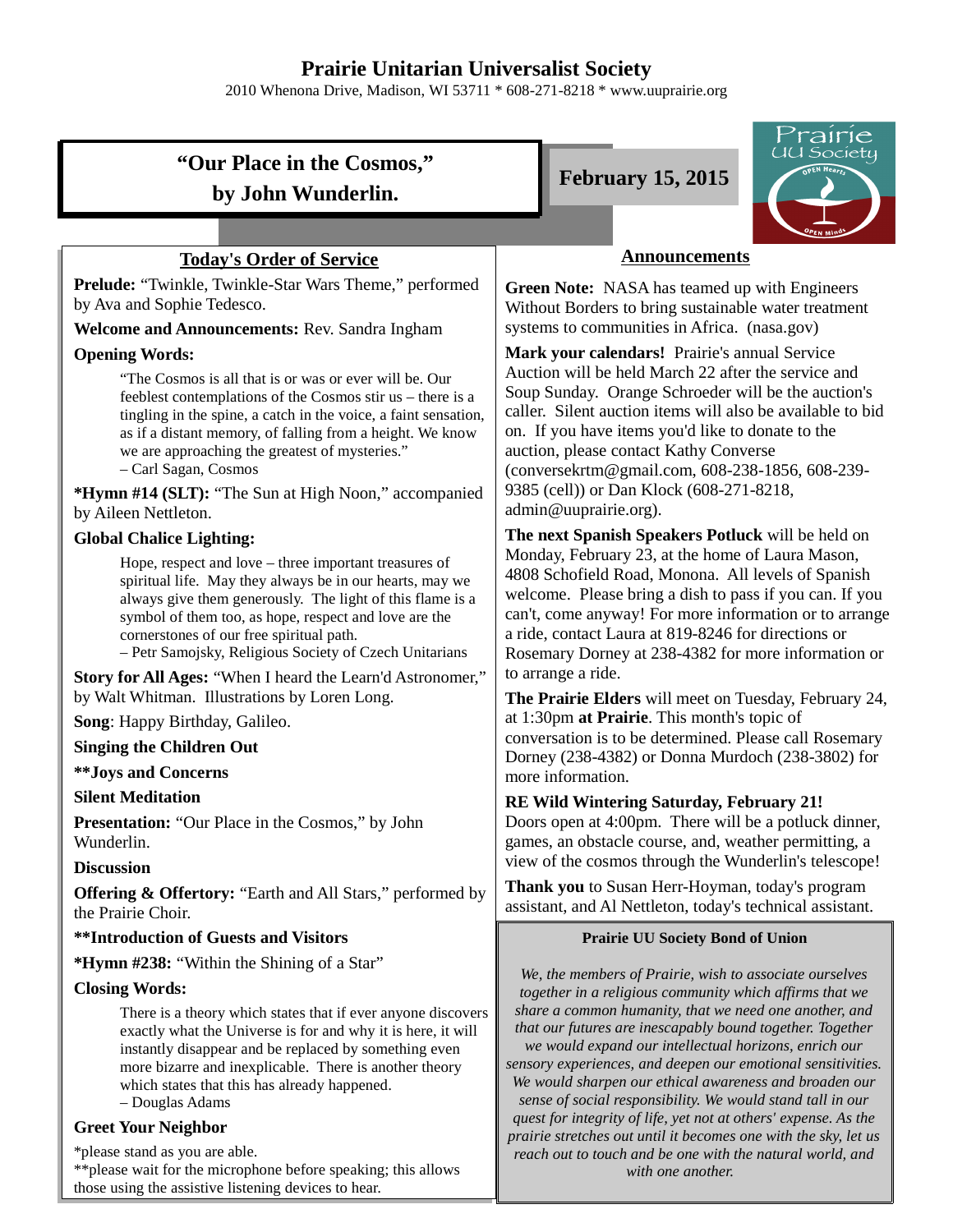# Prairie Unitarian Universalist Society

2010 Whenona Drive, Madison, WI 53711 * 608-271-8218 * www.uuprairie.org

## "Our Place in the Cosmos," by John Wunderlin.

**February 15, 2015**

Prairie UU Society — OPEN Hearts — OPEN Minds

### Today's Order of Service

**Prelude:** "Twinkle, Twinkle-Star Wars Theme," performed by Ava and Sophie Tedesco.

**Welcome and Announcements:** Rev. Sandra Ingham

**Opening Words:**

> "The Cosmos is all that is or was or ever will be. Our feeblest contemplations of the Cosmos stir us – there is a tingling in the spine, a catch in the voice, a faint sensation, as if a distant memory, of falling from a height. We know we are approaching the greatest of mysteries."
> – Carl Sagan, Cosmos

***Hymn #14 (SLT):** "The Sun at High Noon," accompanied by Aileen Nettleton.

**Global Chalice Lighting:**

> Hope, respect and love – three important treasures of spiritual life. May they always be in our hearts, may we always give them generously. The light of this flame is a symbol of them too, as hope, respect and love are the cornerstones of our free spiritual path.
> – Petr Samojsky, Religious Society of Czech Unitarians

**Story for All Ages:** "When I heard the Learn'd Astronomer," by Walt Whitman. Illustrations by Loren Long.

**Song**: Happy Birthday, Galileo.

**Singing the Children Out**

****Joys and Concerns**

**Silent Meditation**

**Presentation:** "Our Place in the Cosmos," by John Wunderlin.

**Discussion**

**Offering & Offertory:** "Earth and All Stars," performed by the Prairie Choir.

****Introduction of Guests and Visitors**

***Hymn #238:** "Within the Shining of a Star"

**Closing Words:**

> There is a theory which states that if ever anyone discovers exactly what the Universe is for and why it is here, it will instantly disappear and be replaced by something even more bizarre and inexplicable. There is another theory which states that this has already happened.
> – Douglas Adams

**Greet Your Neighbor**

*please stand as you are able.
**please wait for the microphone before speaking; this allows those using the assistive listening devices to hear.

### Announcements

**Green Note:** NASA has teamed up with Engineers Without Borders to bring sustainable water treatment systems to communities in Africa. (nasa.gov)

**Mark your calendars!** Prairie's annual Service Auction will be held March 22 after the service and Soup Sunday. Orange Schroeder will be the auction's caller. Silent auction items will also be available to bid on. If you have items you'd like to donate to the auction, please contact Kathy Converse (conversekrtm@gmail.com, 608-238-1856, 608-239-9385 (cell)) or Dan Klock (608-271-8218, admin@uuprairie.org).

**The next Spanish Speakers Potluck** will be held on Monday, February 23, at the home of Laura Mason, 4808 Schofield Road, Monona. All levels of Spanish welcome. Please bring a dish to pass if you can. If you can't, come anyway! For more information or to arrange a ride, contact Laura at 819-8246 for directions or Rosemary Dorney at 238-4382 for more information or to arrange a ride.

**The Prairie Elders** will meet on Tuesday, February 24, at 1:30pm **at Prairie**. This month's topic of conversation is to be determined. Please call Rosemary Dorney (238-4382) or Donna Murdoch (238-3802) for more information.

**RE Wild Wintering Saturday, February 21!** Doors open at 4:00pm. There will be a potluck dinner, games, an obstacle course, and, weather permitting, a view of the cosmos through the Wunderlin's telescope!

**Thank you** to Susan Herr-Hoyman, today's program assistant, and Al Nettleton, today's technical assistant.

**Prairie UU Society Bond of Union**

*We, the members of Prairie, wish to associate ourselves together in a religious community which affirms that we share a common humanity, that we need one another, and that our futures are inescapably bound together. Together we would expand our intellectual horizons, enrich our sensory experiences, and deepen our emotional sensitivities. We would sharpen our ethical awareness and broaden our sense of social responsibility. We would stand tall in our quest for integrity of life, yet not at others' expense. As the prairie stretches out until it becomes one with the sky, let us reach out to touch and be one with the natural world, and with one another.*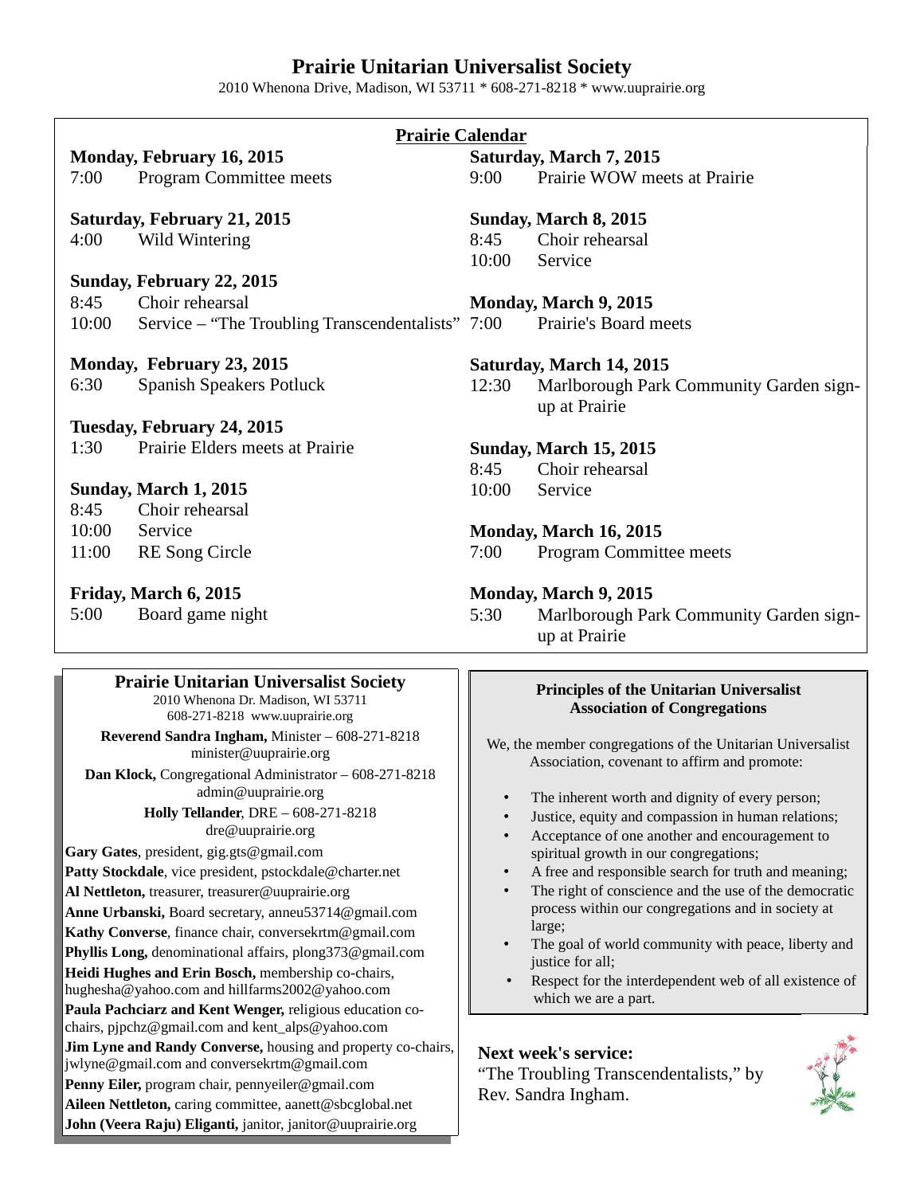# Prairie Unitarian Universalist Society

2010 Whenona Drive, Madison, WI 53711 * 608-271-8218 * www.uuprairie.org

## Prairie Calendar

**Monday, February 16, 2015**
7:00 Program Committee meets

**Saturday, February 21, 2015**
4:00 Wild Wintering

**Sunday, February 22, 2015**
8:45 Choir rehearsal
10:00 Service – "The Troubling Transcendentalists"

**Monday, February 23, 2015**
6:30 Spanish Speakers Potluck

**Tuesday, February 24, 2015**
1:30 Prairie Elders meets at Prairie

**Sunday, March 1, 2015**
8:45 Choir rehearsal
10:00 Service
11:00 RE Song Circle

**Friday, March 6, 2015**
5:00 Board game night

**Saturday, March 7, 2015**
9:00 Prairie WOW meets at Prairie

**Sunday, March 8, 2015**
8:45 Choir rehearsal
10:00 Service

**Monday, March 9, 2015**
7:00 Prairie's Board meets

**Saturday, March 14, 2015**
12:30 Marlborough Park Community Garden sign-up at Prairie

**Sunday, March 15, 2015**
8:45 Choir rehearsal
10:00 Service

**Monday, March 16, 2015**
7:00 Program Committee meets

**Monday, March 9, 2015**
5:30 Marlborough Park Community Garden sign-up at Prairie

### Prairie Unitarian Universalist Society

2010 Whenona Dr. Madison, WI 53711
608-271-8218 www.uuprairie.org

**Reverend Sandra Ingham,** Minister – 608-271-8218
minister@uuprairie.org

**Dan Klock,** Congregational Administrator – 608-271-8218
admin@uuprairie.org

**Holly Tellander**, DRE – 608-271-8218
dre@uuprairie.org

**Gary Gates**, president, gig.gts@gmail.com
**Patty Stockdale**, vice president, pstockdale@charter.net
**Al Nettleton,** treasurer, treasurer@uuprairie.org
**Anne Urbanski,** Board secretary, anneu53714@gmail.com
**Kathy Converse**, finance chair, conversekrtm@gmail.com
**Phyllis Long,** denominational affairs, plong373@gmail.com
**Heidi Hughes and Erin Bosch,** membership co-chairs, hughesha@yahoo.com and hillfarms2002@yahoo.com
**Paula Pachciarz and Kent Wenger,** religious education co-chairs, pjpchz@gmail.com and kent_alps@yahoo.com
**Jim Lyne and Randy Converse,** housing and property co-chairs, jwlyne@gmail.com and conversekrtm@gmail.com
**Penny Eiler,** program chair, pennyeiler@gmail.com
**Aileen Nettleton,** caring committee, aanett@sbcglobal.net
**John (Veera Raju) Eliganti,** janitor, janitor@uuprairie.org

### Principles of the Unitarian Universalist Association of Congregations

We, the member congregations of the Unitarian Universalist Association, covenant to affirm and promote:

- The inherent worth and dignity of every person;
- Justice, equity and compassion in human relations;
- Acceptance of one another and encouragement to spiritual growth in our congregations;
- A free and responsible search for truth and meaning;
- The right of conscience and the use of the democratic process within our congregations and in society at large;
- The goal of world community with peace, liberty and justice for all;
- Respect for the interdependent web of all existence of which we are a part.

**Next week's service:**
"The Troubling Transcendentalists," by Rev. Sandra Ingham.